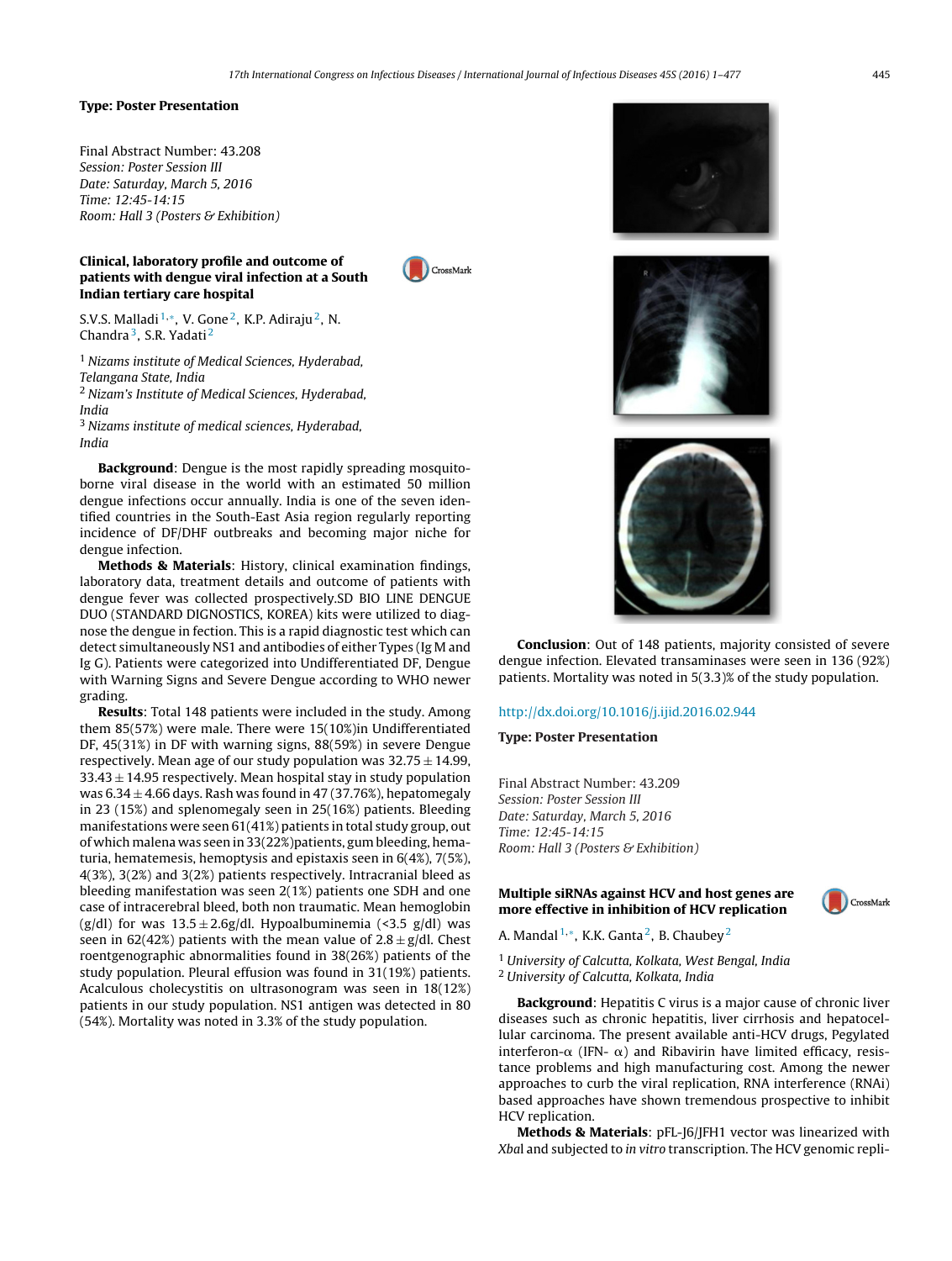**Type: Poster Presentation**

Final Abstract Number: 43.208
*Session: Poster Session III*
*Date: Saturday, March 5, 2016*
*Time: 12:45-14:15*
*Room: Hall 3 (Posters & Exhibition)*

## Clinical, laboratory profile and outcome of patients with dengue viral infection at a South Indian tertiary care hospital

S.V.S. Malladi[1,*], V. Gone[2], K.P. Adiraju[2], N. Chandra[3], S.R. Yadati[2]

[1] *Nizams institute of Medical Sciences, Hyderabad, Telangana State, India*
[2] *Nizam's Institute of Medical Sciences, Hyderabad, India*
[3] *Nizams institute of medical sciences, Hyderabad, India*

**Background**: Dengue is the most rapidly spreading mosquito-borne viral disease in the world with an estimated 50 million dengue infections occur annually. India is one of the seven identified countries in the South-East Asia region regularly reporting incidence of DF/DHF outbreaks and becoming major niche for dengue infection.

**Methods & Materials**: History, clinical examination findings, laboratory data, treatment details and outcome of patients with dengue fever was collected prospectively.SD BIO LINE DENGUE DUO (STANDARD DIGNOSTICS, KOREA) kits were utilized to diagnose the dengue in fection. This is a rapid diagnostic test which can detect simultaneously NS1 and antibodies of either Types (Ig M and Ig G). Patients were categorized into Undifferentiated DF, Dengue with Warning Signs and Severe Dengue according to WHO newer grading.

**Results**: Total 148 patients were included in the study. Among them 85(57%) were male. There were 15(10%)in Undifferentiated DF, 45(31%) in DF with warning signs, 88(59%) in severe Dengue respectively. Mean age of our study population was 32.75 ± 14.99, 33.43 ± 14.95 respectively. Mean hospital stay in study population was 6.34 ± 4.66 days. Rash was found in 47 (37.76%), hepatomegaly in 23 (15%) and splenomegaly seen in 25(16%) patients. Bleeding manifestations were seen 61(41%) patients in total study group, out of which malena was seen in 33(22%)patients, gum bleeding, hematuria, hematemesis, hemoptysis and epistaxis seen in 6(4%), 7(5%), 4(3%), 3(2%) and 3(2%) patients respectively. Intracranial bleed as bleeding manifestation was seen 2(1%) patients one SDH and one case of intracerebral bleed, both non traumatic. Mean hemoglobin (g/dl) for was 13.5 ± 2.6g/dl. Hypoalbuminemia (<3.5 g/dl) was seen in 62(42%) patients with the mean value of 2.8 ± g/dl. Chest roentgenographic abnormalities found in 38(26%) patients of the study population. Pleural effusion was found in 31(19%) patients. Acalculous cholecystitis on ultrasonogram was seen in 18(12%) patients in our study population. NS1 antigen was detected in 80 (54%). Mortality was noted in 3.3% of the study population.

**Conclusion**: Out of 148 patients, majority consisted of severe dengue infection. Elevated transaminases were seen in 136 (92%) patients. Mortality was noted in 5(3.3)% of the study population.

http://dx.doi.org/10.1016/j.ijid.2016.02.944

**Type: Poster Presentation**

Final Abstract Number: 43.209
*Session: Poster Session III*
*Date: Saturday, March 5, 2016*
*Time: 12:45-14:15*
*Room: Hall 3 (Posters & Exhibition)*

## Multiple siRNAs against HCV and host genes are more effective in inhibition of HCV replication

A. Mandal[1,*], K.K. Ganta[2], B. Chaubey[2]

[1] *University of Calcutta, Kolkata, West Bengal, India*
[2] *University of Calcutta, Kolkata, India*

**Background**: Hepatitis C virus is a major cause of chronic liver diseases such as chronic hepatitis, liver cirrhosis and hepatocellular carcinoma. The present available anti-HCV drugs, Pegylated interferon-$\alpha$ (IFN- $\alpha$) and Ribavirin have limited efficacy, resistance problems and high manufacturing cost. Among the newer approaches to curb the viral replication, RNA interference (RNAi) based approaches have shown tremendous prospective to inhibit HCV replication.

**Methods & Materials**: pFL-J6/JFH1 vector was linearized with *Xba*I and subjected to *in vitro* transcription. The HCV genomic repli-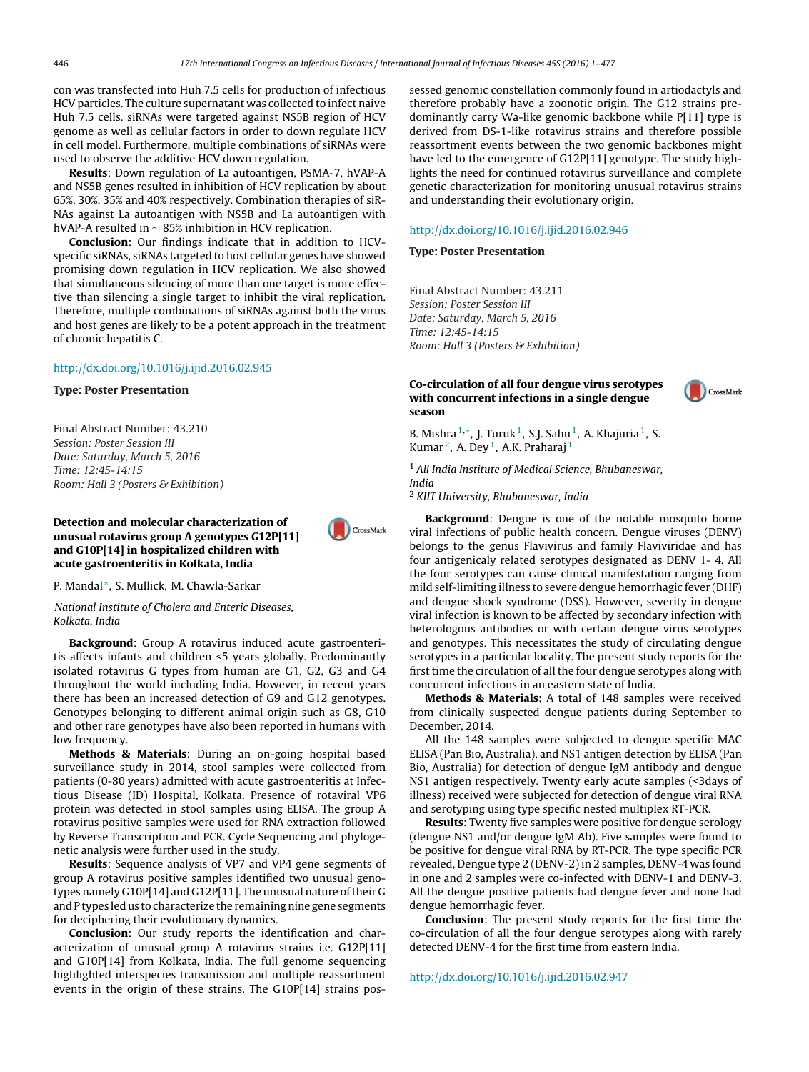con was transfected into Huh 7.5 cells for production of infectious HCV particles. The culture supernatant was collected to infect naive Huh 7.5 cells. siRNAs were targeted against NS5B region of HCV genome as well as cellular factors in order to down regulate HCV in cell model. Furthermore, multiple combinations of siRNAs were used to observe the additive HCV down regulation.

**Results**: Down regulation of La autoantigen, PSMA-7, hVAP-A and NS5B genes resulted in inhibition of HCV replication by about 65%, 30%, 35% and 40% respectively. Combination therapies of siRNAs against La autoantigen with NS5B and La autoantigen with hVAP-A resulted in ~ 85% inhibition in HCV replication.

**Conclusion**: Our findings indicate that in addition to HCV-specific siRNAs, siRNAs targeted to host cellular genes have showed promising down regulation in HCV replication. We also showed that simultaneous silencing of more than one target is more effective than silencing a single target to inhibit the viral replication. Therefore, multiple combinations of siRNAs against both the virus and host genes are likely to be a potent approach in the treatment of chronic hepatitis C.

http://dx.doi.org/10.1016/j.ijid.2016.02.945

**Type: Poster Presentation**

Final Abstract Number: 43.210
*Session: Poster Session III*
*Date: Saturday, March 5, 2016*
*Time: 12:45-14:15*
*Room: Hall 3 (Posters & Exhibition)*

## Detection and molecular characterization of unusual rotavirus group A genotypes G12P[11] and G10P[14] in hospitalized children with acute gastroenteritis in Kolkata, India

P. Mandal*, S. Mullick, M. Chawla-Sarkar

*National Institute of Cholera and Enteric Diseases, Kolkata, India*

**Background**: Group A rotavirus induced acute gastroenteritis affects infants and children <5 years globally. Predominantly isolated rotavirus G types from human are G1, G2, G3 and G4 throughout the world including India. However, in recent years there has been an increased detection of G9 and G12 genotypes. Genotypes belonging to different animal origin such as G8, G10 and other rare genotypes have also been reported in humans with low frequency.

**Methods & Materials**: During an on-going hospital based surveillance study in 2014, stool samples were collected from patients (0-80 years) admitted with acute gastroenteritis at Infectious Disease (ID) Hospital, Kolkata. Presence of rotaviral VP6 protein was detected in stool samples using ELISA. The group A rotavirus positive samples were used for RNA extraction followed by Reverse Transcription and PCR. Cycle Sequencing and phylogenetic analysis were further used in the study.

**Results**: Sequence analysis of VP7 and VP4 gene segments of group A rotavirus positive samples identified two unusual genotypes namely G10P[14] and G12P[11]. The unusual nature of their G and P types led us to characterize the remaining nine gene segments for deciphering their evolutionary dynamics.

**Conclusion**: Our study reports the identification and characterization of unusual group A rotavirus strains i.e. G12P[11] and G10P[14] from Kolkata, India. The full genome sequencing highlighted interspecies transmission and multiple reassortment events in the origin of these strains. The G10P[14] strains possessed genomic constellation commonly found in artiodactyls and therefore probably have a zoonotic origin. The G12 strains predominantly carry Wa-like genomic backbone while P[11] type is derived from DS-1-like rotavirus strains and therefore possible reassortment events between the two genomic backbones might have led to the emergence of G12P[11] genotype. The study highlights the need for continued rotavirus surveillance and complete genetic characterization for monitoring unusual rotavirus strains and understanding their evolutionary origin.

http://dx.doi.org/10.1016/j.ijid.2016.02.946

**Type: Poster Presentation**

Final Abstract Number: 43.211
*Session: Poster Session III*
*Date: Saturday, March 5, 2016*
*Time: 12:45-14:15*
*Room: Hall 3 (Posters & Exhibition)*

## Co-circulation of all four dengue virus serotypes with concurrent infections in a single dengue season

B. Mishra[1,*], J. Turuk[1], S.J. Sahu[1], A. Khajuria[1], S. Kumar[2], A. Dey[1], A.K. Praharaj[1]

[1] *All India Institute of Medical Science, Bhubaneswar, India*
[2] *KIIT University, Bhubaneswar, India*

**Background**: Dengue is one of the notable mosquito borne viral infections of public health concern. Dengue viruses (DENV) belongs to the genus Flavivirus and family Flaviviridae and has four antigenicaly related serotypes designated as DENV 1- 4. All the four serotypes can cause clinical manifestation ranging from mild self-limiting illness to severe dengue hemorrhagic fever (DHF) and dengue shock syndrome (DSS). However, severity in dengue viral infection is known to be affected by secondary infection with heterologous antibodies or with certain dengue virus serotypes and genotypes. This necessitates the study of circulating dengue serotypes in a particular locality. The present study reports for the first time the circulation of all the four dengue serotypes along with concurrent infections in an eastern state of India.

**Methods & Materials**: A total of 148 samples were received from clinically suspected dengue patients during September to December, 2014.

All the 148 samples were subjected to dengue specific MAC ELISA (Pan Bio, Australia), and NS1 antigen detection by ELISA (Pan Bio, Australia) for detection of dengue IgM antibody and dengue NS1 antigen respectively. Twenty early acute samples (<3days of illness) received were subjected for detection of dengue viral RNA and serotyping using type specific nested multiplex RT-PCR.

**Results**: Twenty five samples were positive for dengue serology (dengue NS1 and/or dengue IgM Ab). Five samples were found to be positive for dengue viral RNA by RT-PCR. The type specific PCR revealed, Dengue type 2 (DENV-2) in 2 samples, DENV-4 was found in one and 2 samples were co-infected with DENV-1 and DENV-3. All the dengue positive patients had dengue fever and none had dengue hemorrhagic fever.

**Conclusion**: The present study reports for the first time the co-circulation of all the four dengue serotypes along with rarely detected DENV-4 for the first time from eastern India.

http://dx.doi.org/10.1016/j.ijid.2016.02.947